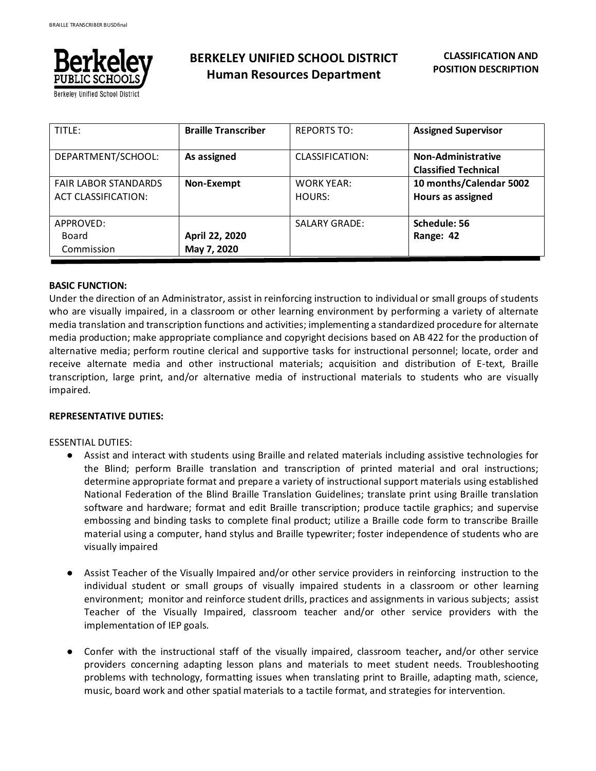# BERKELEY UNIFIED SCHOOL DISTRICT
## Human Resources Department

**CLASSIFICATION AND POSITION DESCRIPTION**

| TITLE: | **Braille Transcriber** | REPORTS TO: | **Assigned Supervisor** |
|---|---|---|---|
| DEPARTMENT/SCHOOL: | **As assigned** | CLASSIFICATION: | **Non-Administrative Classified Technical** |
| FAIR LABOR STANDARDS ACT CLASSIFICATION: | **Non-Exempt** | WORK YEAR: HOURS: | **10 months/Calendar 5002 Hours as assigned** |
| APPROVED: Board Commission | **April 22, 2020 May 7, 2020** | SALARY GRADE: | **Schedule: 56 Range: 42** |

**BASIC FUNCTION:**
Under the direction of an Administrator, assist in reinforcing instruction to individual or small groups of students who are visually impaired, in a classroom or other learning environment by performing a variety of alternate media translation and transcription functions and activities; implementing a standardized procedure for alternate media production; make appropriate compliance and copyright decisions based on AB 422 for the production of alternative media; perform routine clerical and supportive tasks for instructional personnel; locate, order and receive alternate media and other instructional materials; acquisition and distribution of E-text, Braille transcription, large print, and/or alternative media of instructional materials to students who are visually impaired.

**REPRESENTATIVE DUTIES:**

ESSENTIAL DUTIES:

- Assist and interact with students using Braille and related materials including assistive technologies for the Blind; perform Braille translation and transcription of printed material and oral instructions; determine appropriate format and prepare a variety of instructional support materials using established National Federation of the Blind Braille Translation Guidelines; translate print using Braille translation software and hardware; format and edit Braille transcription; produce tactile graphics; and supervise embossing and binding tasks to complete final product; utilize a Braille code form to transcribe Braille material using a computer, hand stylus and Braille typewriter; foster independence of students who are visually impaired

- Assist Teacher of the Visually Impaired and/or other service providers in reinforcing instruction to the individual student or small groups of visually impaired students in a classroom or other learning environment; monitor and reinforce student drills, practices and assignments in various subjects; assist Teacher of the Visually Impaired, classroom teacher and/or other service providers with the implementation of IEP goals.

- Confer with the instructional staff of the visually impaired, classroom teacher**,** and/or other service providers concerning adapting lesson plans and materials to meet student needs. Troubleshooting problems with technology, formatting issues when translating print to Braille, adapting math, science, music, board work and other spatial materials to a tactile format, and strategies for intervention.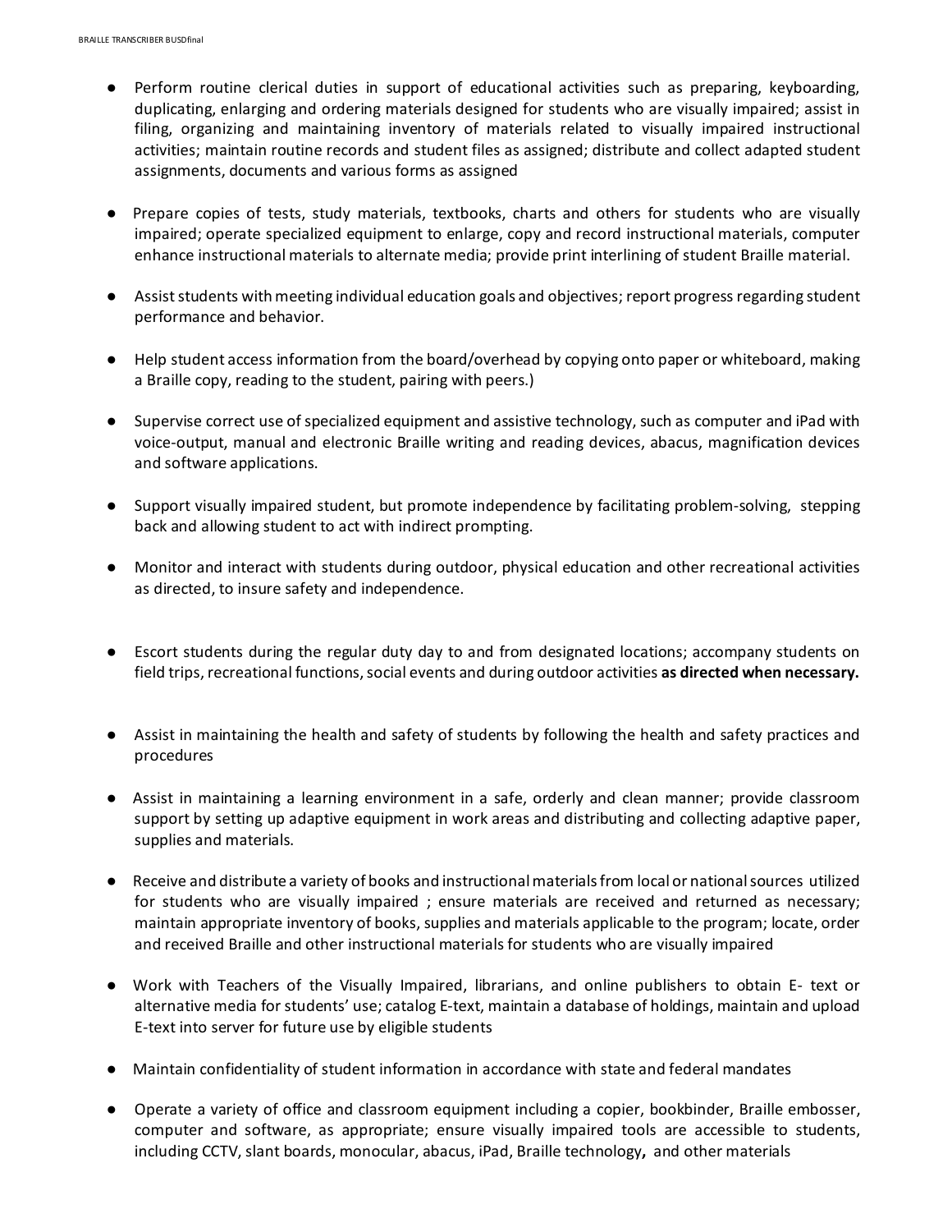- Perform routine clerical duties in support of educational activities such as preparing, keyboarding, duplicating, enlarging and ordering materials designed for students who are visually impaired; assist in filing, organizing and maintaining inventory of materials related to visually impaired instructional activities; maintain routine records and student files as assigned; distribute and collect adapted student assignments, documents and various forms as assigned

- Prepare copies of tests, study materials, textbooks, charts and others for students who are visually impaired; operate specialized equipment to enlarge, copy and record instructional materials, computer enhance instructional materials to alternate media; provide print interlining of student Braille material.

- Assist students with meeting individual education goals and objectives; report progress regarding student performance and behavior.

- Help student access information from the board/overhead by copying onto paper or whiteboard, making a Braille copy, reading to the student, pairing with peers.)

- Supervise correct use of specialized equipment and assistive technology, such as computer and iPad with voice-output, manual and electronic Braille writing and reading devices, abacus, magnification devices and software applications.

- Support visually impaired student, but promote independence by facilitating problem-solving, stepping back and allowing student to act with indirect prompting.

- Monitor and interact with students during outdoor, physical education and other recreational activities as directed, to insure safety and independence.

- Escort students during the regular duty day to and from designated locations; accompany students on field trips, recreational functions, social events and during outdoor activities **as directed when necessary.**

- Assist in maintaining the health and safety of students by following the health and safety practices and procedures

- Assist in maintaining a learning environment in a safe, orderly and clean manner; provide classroom support by setting up adaptive equipment in work areas and distributing and collecting adaptive paper, supplies and materials.

- Receive and distribute a variety of books and instructional materials from local or national sources utilized for students who are visually impaired ; ensure materials are received and returned as necessary; maintain appropriate inventory of books, supplies and materials applicable to the program; locate, order and received Braille and other instructional materials for students who are visually impaired

- Work with Teachers of the Visually Impaired, librarians, and online publishers to obtain E- text or alternative media for students' use; catalog E-text, maintain a database of holdings, maintain and upload E-text into server for future use by eligible students

- Maintain confidentiality of student information in accordance with state and federal mandates

- Operate a variety of office and classroom equipment including a copier, bookbinder, Braille embosser, computer and software, as appropriate; ensure visually impaired tools are accessible to students, including CCTV, slant boards, monocular, abacus, iPad, Braille technology**,** and other materials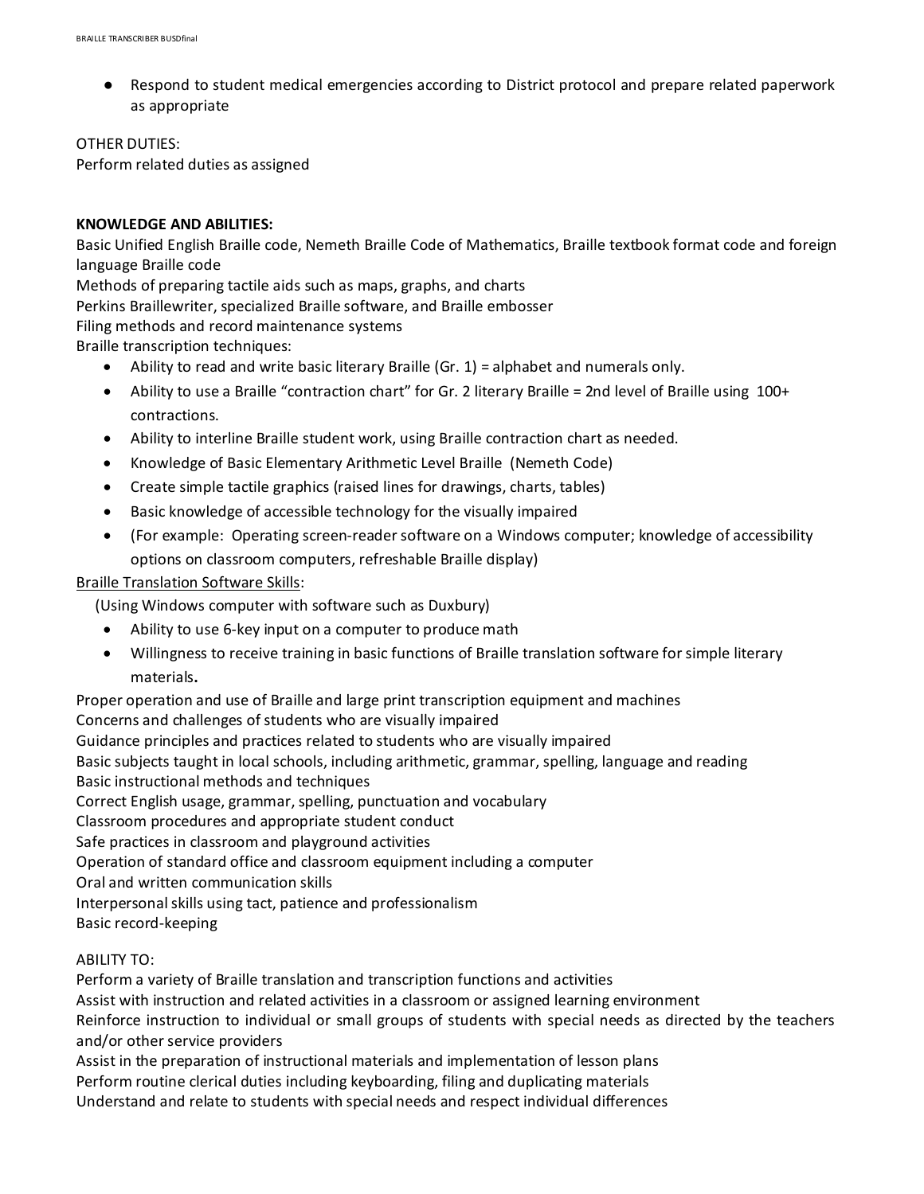- Respond to student medical emergencies according to District protocol and prepare related paperwork as appropriate

OTHER DUTIES:
Perform related duties as assigned

**KNOWLEDGE AND ABILITIES:**
Basic Unified English Braille code, Nemeth Braille Code of Mathematics, Braille textbook format code and foreign language Braille code
Methods of preparing tactile aids such as maps, graphs, and charts
Perkins Braillewriter, specialized Braille software, and Braille embosser
Filing methods and record maintenance systems
Braille transcription techniques:

- Ability to read and write basic literary Braille (Gr. 1) = alphabet and numerals only.
- Ability to use a Braille "contraction chart" for Gr. 2 literary Braille = 2nd level of Braille using 100+ contractions.
- Ability to interline Braille student work, using Braille contraction chart as needed.
- Knowledge of Basic Elementary Arithmetic Level Braille (Nemeth Code)
- Create simple tactile graphics (raised lines for drawings, charts, tables)
- Basic knowledge of accessible technology for the visually impaired
- (For example: Operating screen-reader software on a Windows computer; knowledge of accessibility options on classroom computers, refreshable Braille display)

<u>Braille Translation Software Skills</u>:
(Using Windows computer with software such as Duxbury)

- Ability to use 6-key input on a computer to produce math
- Willingness to receive training in basic functions of Braille translation software for simple literary materials.

Proper operation and use of Braille and large print transcription equipment and machines
Concerns and challenges of students who are visually impaired
Guidance principles and practices related to students who are visually impaired
Basic subjects taught in local schools, including arithmetic, grammar, spelling, language and reading
Basic instructional methods and techniques
Correct English usage, grammar, spelling, punctuation and vocabulary
Classroom procedures and appropriate student conduct
Safe practices in classroom and playground activities
Operation of standard office and classroom equipment including a computer
Oral and written communication skills
Interpersonal skills using tact, patience and professionalism
Basic record-keeping

ABILITY TO:
Perform a variety of Braille translation and transcription functions and activities
Assist with instruction and related activities in a classroom or assigned learning environment
Reinforce instruction to individual or small groups of students with special needs as directed by the teachers and/or other service providers
Assist in the preparation of instructional materials and implementation of lesson plans
Perform routine clerical duties including keyboarding, filing and duplicating materials
Understand and relate to students with special needs and respect individual differences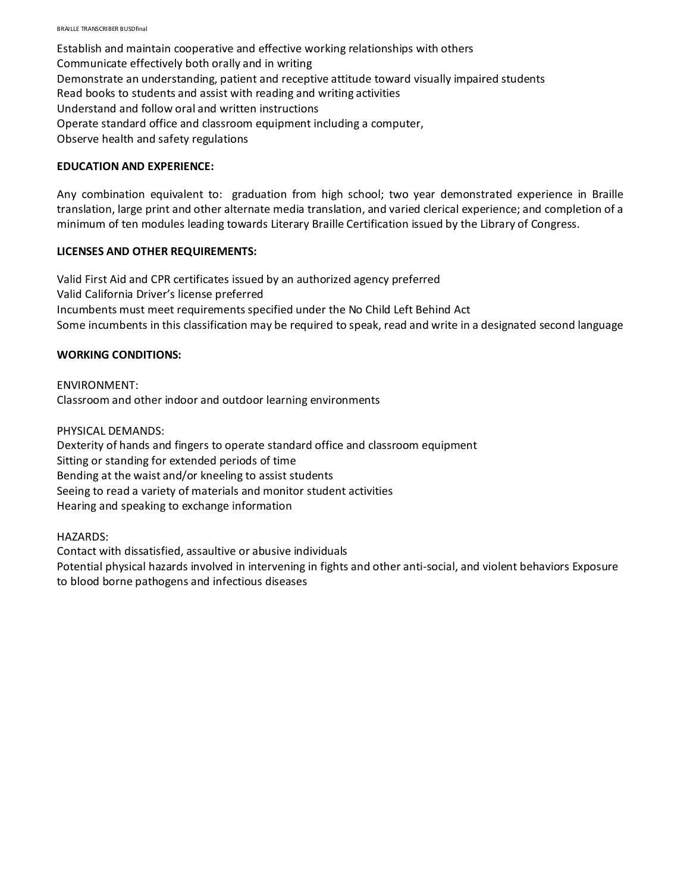Establish and maintain cooperative and effective working relationships with others
Communicate effectively both orally and in writing
Demonstrate an understanding, patient and receptive attitude toward visually impaired students
Read books to students and assist with reading and writing activities
Understand and follow oral and written instructions
Operate standard office and classroom equipment including a computer,
Observe health and safety regulations

**EDUCATION AND EXPERIENCE:**

Any combination equivalent to: graduation from high school; two year demonstrated experience in Braille translation, large print and other alternate media translation, and varied clerical experience; and completion of a minimum of ten modules leading towards Literary Braille Certification issued by the Library of Congress.

**LICENSES AND OTHER REQUIREMENTS:**

Valid First Aid and CPR certificates issued by an authorized agency preferred
Valid California Driver's license preferred
Incumbents must meet requirements specified under the No Child Left Behind Act
Some incumbents in this classification may be required to speak, read and write in a designated second language

**WORKING CONDITIONS:**

ENVIRONMENT:
Classroom and other indoor and outdoor learning environments

PHYSICAL DEMANDS:
Dexterity of hands and fingers to operate standard office and classroom equipment
Sitting or standing for extended periods of time
Bending at the waist and/or kneeling to assist students
Seeing to read a variety of materials and monitor student activities
Hearing and speaking to exchange information

HAZARDS:
Contact with dissatisfied, assaultive or abusive individuals
Potential physical hazards involved in intervening in fights and other anti-social, and violent behaviors Exposure to blood borne pathogens and infectious diseases